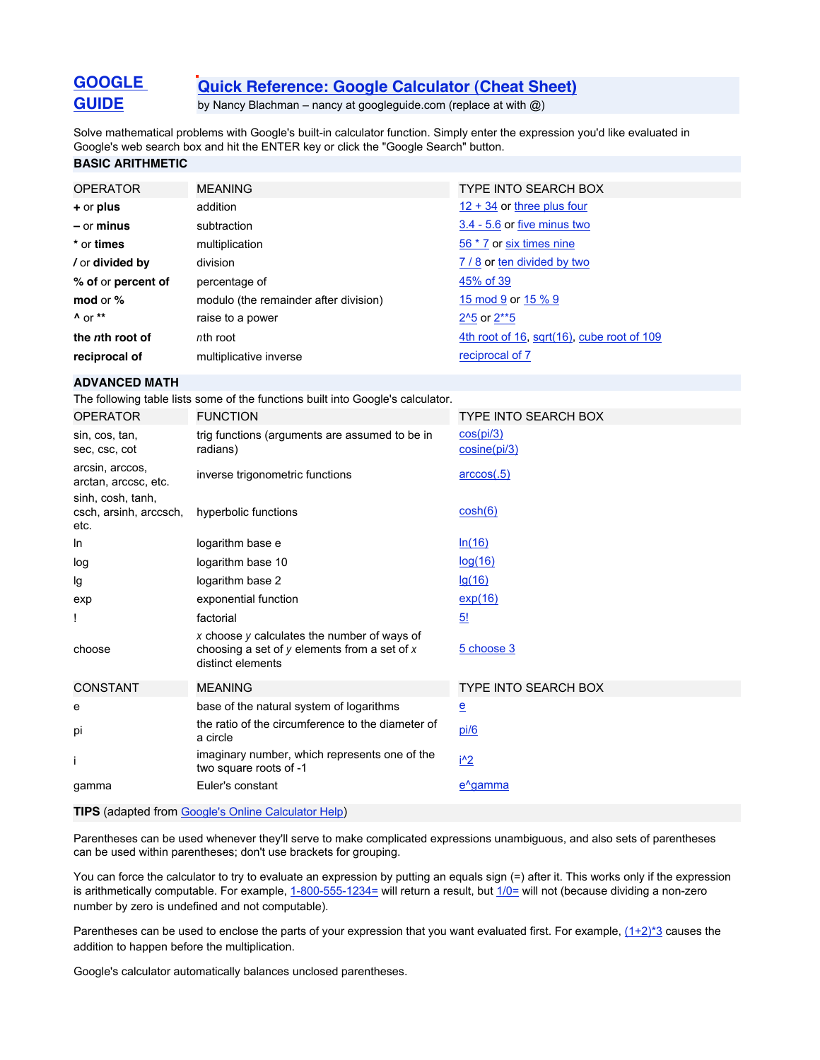**GOOGLE GUIDE**

# Quick Reference: Google Calculator (Cheat Sheet)

by Nancy Blachman – nancy at googleguide.com (replace at with @)

Solve mathematical problems with Google's built-in calculator function. Simply enter the expression you'd like evaluated in Google's web search box and hit the ENTER key or click the "Google Search" button.

## BASIC ARITHMETIC

| OPERATOR | MEANING | TYPE INTO SEARCH BOX |
|---|---|---|
| **+** or **plus** | addition | 12 + 34 or three plus four |
| **–** or **minus** | subtraction | 3.4 - 5.6 or five minus two |
| **\*** or **times** | multiplication | 56 * 7 or six times nine |
| **/** or **divided by** | division | 7 / 8 or ten divided by two |
| **% of** or **percent of** | percentage of | 45% of 39 |
| **mod** or **%** | modulo (the remainder after division) | 15 mod 9 or 15 % 9 |
| **^** or **\*\*** | raise to a power | 2^5 or 2**5 |
| **the *n*th root of** | *n*th root | 4th root of 16, sqrt(16), cube root of 109 |
| **reciprocal of** | multiplicative inverse | reciprocal of 7 |

## ADVANCED MATH

The following table lists some of the functions built into Google's calculator.

| OPERATOR | FUNCTION | TYPE INTO SEARCH BOX |
|---|---|---|
| sin, cos, tan, sec, csc, cot | trig functions (arguments are assumed to be in radians) | cos(pi/3) cosine(pi/3) |
| arcsin, arccos, arctan, arccsc, etc. | inverse trigonometric functions | arccos(.5) |
| sinh, cosh, tanh, csch, arsinh, arccsch, etc. | hyperbolic functions | cosh(6) |
| ln | logarithm base e | ln(16) |
| log | logarithm base 10 | log(16) |
| lg | logarithm base 2 | lg(16) |
| exp | exponential function | exp(16) |
| ! | factorial | 5! |
| choose | *x* choose *y* calculates the number of ways of choosing a set of *y* elements from a set of *x* distinct elements | 5 choose 3 |

| CONSTANT | MEANING | TYPE INTO SEARCH BOX |
|---|---|---|
| e | base of the natural system of logarithms | e |
| pi | the ratio of the circumference to the diameter of a circle | pi/6 |
| i | imaginary number, which represents one of the two square roots of -1 | i^2 |
| gamma | Euler's constant | e^gamma |

## TIPS (adapted from Google's Online Calculator Help)

Parentheses can be used whenever they'll serve to make complicated expressions unambiguous, and also sets of parentheses can be used within parentheses; don't use brackets for grouping.

You can force the calculator to try to evaluate an expression by putting an equals sign (=) after it. This works only if the expression is arithmetically computable. For example, 1-800-555-1234= will return a result, but 1/0= will not (because dividing a non-zero number by zero is undefined and not computable).

Parentheses can be used to enclose the parts of your expression that you want evaluated first. For example, (1+2)*3 causes the addition to happen before the multiplication.

Google's calculator automatically balances unclosed parentheses.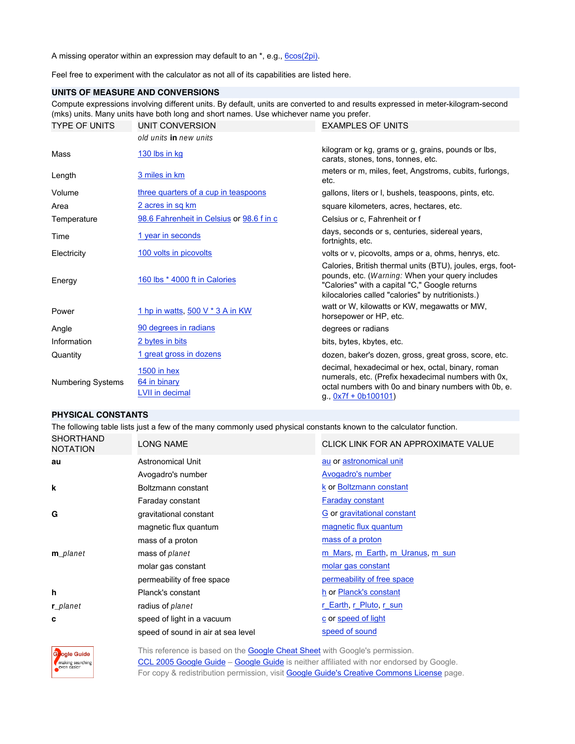A missing operator within an expression may default to an *, e.g., 6cos(2pi).

Feel free to experiment with the calculator as not all of its capabilities are listed here.

## UNITS OF MEASURE AND CONVERSIONS

Compute expressions involving different units. By default, units are converted to and results expressed in meter-kilogram-second (mks) units. Many units have both long and short names. Use whichever name you prefer.

| TYPE OF UNITS | UNIT CONVERSION<br>*old units* **in** *new units* | EXAMPLES OF UNITS |
|---|---|---|
| Mass | 130 lbs in kg | kilogram or kg, grams or g, grains, pounds or lbs, carats, stones, tons, tonnes, etc. |
| Length | 3 miles in km | meters or m, miles, feet, Angstroms, cubits, furlongs, etc. |
| Volume | three quarters of a cup in teaspoons | gallons, liters or l, bushels, teaspoons, pints, etc. |
| Area | 2 acres in sq km | square kilometers, acres, hectares, etc. |
| Temperature | 98.6 Fahrenheit in Celsius or 98.6 f in c | Celsius or c, Fahrenheit or f |
| Time | 1 year in seconds | days, seconds or s, centuries, sidereal years, fortnights, etc. |
| Electricity | 100 volts in picovolts | volts or v, picovolts, amps or a, ohms, henrys, etc. |
| Energy | 160 lbs * 4000 ft in Calories | Calories, British thermal units (BTU), joules, ergs, foot-pounds, etc. (*Warning:* When your query includes "Calories" with a capital "C," Google returns kilocalories called "calories" by nutritionists.) |
| Power | 1 hp in watts, 500 V * 3 A in KW | watt or W, kilowatts or KW, megawatts or MW, horsepower or HP, etc. |
| Angle | 90 degrees in radians | degrees or radians |
| Information | 2 bytes in bits | bits, bytes, kbytes, etc. |
| Quantity | 1 great gross in dozens | dozen, baker's dozen, gross, great gross, score, etc. |
| Numbering Systems | 1500 in hex<br>64 in binary<br>LVII in decimal | decimal, hexadecimal or hex, octal, binary, roman numerals, etc. (Prefix hexadecimal numbers with 0x, octal numbers with 0o and binary numbers with 0b, e. g., 0x7f + 0b100101) |

## PHYSICAL CONSTANTS

The following table lists just a few of the many commonly used physical constants known to the calculator function.

| SHORTHAND NOTATION | LONG NAME | CLICK LINK FOR AN APPROXIMATE VALUE |
|---|---|---|
| **au** | Astronomical Unit | au or astronomical unit |
| | Avogadro's number | Avogadro's number |
| **k** | Boltzmann constant | k or Boltzmann constant |
| | Faraday constant | Faraday constant |
| **G** | gravitational constant | G or gravitational constant |
| | magnetic flux quantum | magnetic flux quantum |
| | mass of a proton | mass of a proton |
| **m_***planet* | mass of *planet* | m_Mars, m_Earth, m_Uranus, m_sun |
| | molar gas constant | molar gas constant |
| | permeability of free space | permeability of free space |
| **h** | Planck's constant | h or Planck's constant |
| **r_***planet* | radius of *planet* | r_Earth, r_Pluto, r_sun |
| **c** | speed of light in a vacuum | c or speed of light |
| | speed of sound in air at sea level | speed of sound |

This reference is based on the Google Cheat Sheet with Google's permission.
CCL 2005 Google Guide – Google Guide is neither affiliated with nor endorsed by Google.
For copy & redistribution permission, visit Google Guide's Creative Commons License page.